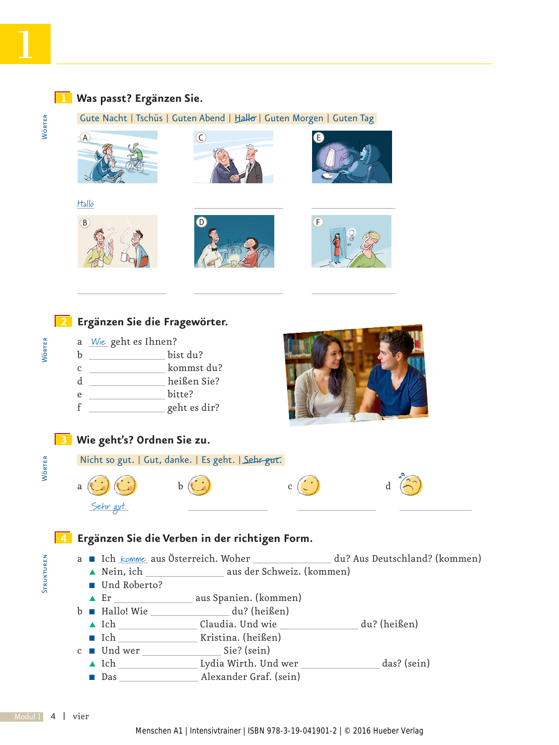# 1

## 1 Was passt? Ergänzen Sie.

WÖRTER

Gute Nacht | Tschüs | Guten Abend | ~~Hallo~~ | Guten Morgen | Guten Tag

A Hallo

C ____________

E ____________

B ____________

D ____________

F ____________

## 2 Ergänzen Sie die Fragewörter.

WÖRTER

a *Wie* geht es Ihnen?
b ____________ bist du?
c ____________ kommst du?
d ____________ heißen Sie?
e ____________ bitte?
f ____________ geht es dir?

## 3 Wie geht's? Ordnen Sie zu.

WÖRTER

Nicht so gut. | Gut, danke. | Es geht. | ~~Sehr gut.~~

a *Sehr gut.*

b ____________

c ____________

d ____________

## 4 Ergänzen Sie die Verben in der richtigen Form.

STRUKTUREN

a ■ Ich *komme* aus Österreich. Woher ____________ du? Aus Deutschland? (kommen)
▲ Nein, ich ____________ aus der Schweiz. (kommen)
■ Und Roberto?
▲ Er ____________ aus Spanien. (kommen)

b ■ Hallo! Wie ____________ du? (heißen)
▲ Ich ____________ Claudia. Und wie ____________ du? (heißen)
■ Ich ____________ Kristina. (heißen)

c ■ Und wer ____________ Sie? (sein)
▲ Ich ____________ Lydia Wirth. Und wer ____________ das? (sein)
■ Das ____________ Alexander Graf. (sein)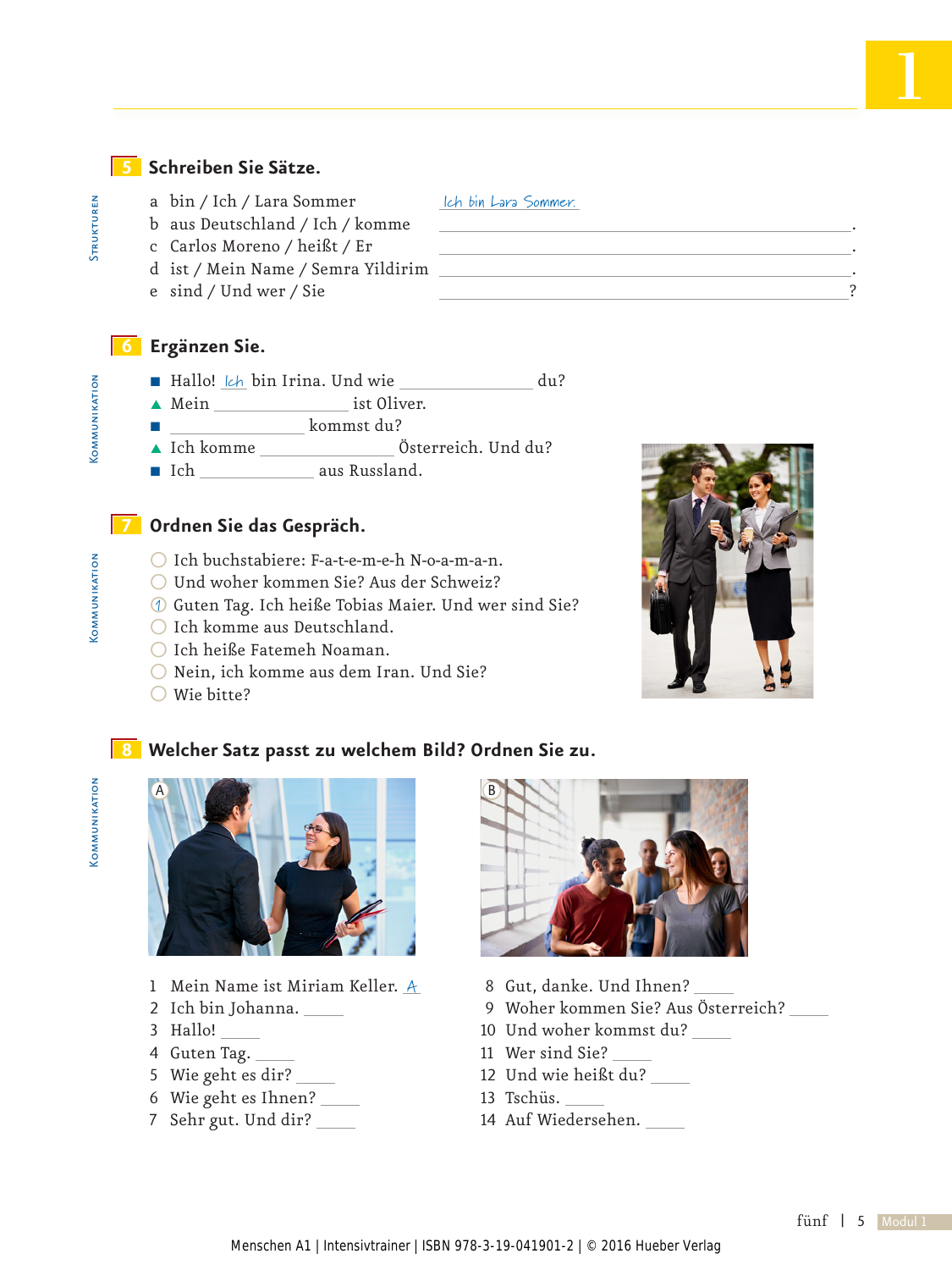## 5 Schreiben Sie Sätze.

STRUKTUREN

a bin / Ich / Lara Sommer — *Ich bin Lara Sommer.*

b aus Deutschland / Ich / komme ______________________.

c Carlos Moreno / heißt / Er ______________________.

d ist / Mein Name / Semra Yildirim ______________________.

e sind / Und wer / Sie ______________________?

## 6 Ergänzen Sie.

KOMMUNIKATION

■ Hallo! *Ich* bin Irina. Und wie ______________ du?

▲ Mein ______________ ist Oliver.

■ ______________ kommst du?

▲ Ich komme ______________ Österreich. Und du?

■ Ich ______________ aus Russland.

## 7 Ordnen Sie das Gespräch.

KOMMUNIKATION

◯ Ich buchstabiere: F-a-t-e-m-e-h N-o-a-m-a-n.

◯ Und woher kommen Sie? Aus der Schweiz?

① Guten Tag. Ich heiße Tobias Maier. Und wer sind Sie?

◯ Ich komme aus Deutschland.

◯ Ich heiße Fatemeh Noaman.

◯ Nein, ich komme aus dem Iran. Und Sie?

◯ Wie bitte?

## 8 Welcher Satz passt zu welchem Bild? Ordnen Sie zu.

KOMMUNIKATION

A B

1 Mein Name ist Miriam Keller. *A*

2 Ich bin Johanna. ____

3 Hallo! ____

4 Guten Tag. ____

5 Wie geht es dir? ____

6 Wie geht es Ihnen? ____

7 Sehr gut. Und dir? ____

8 Gut, danke. Und Ihnen? ____

9 Woher kommen Sie? Aus Österreich? ____

10 Und woher kommst du? ____

11 Wer sind Sie? ____

12 Und wie heißt du? ____

13 Tschüs. ____

14 Auf Wiedersehen. ____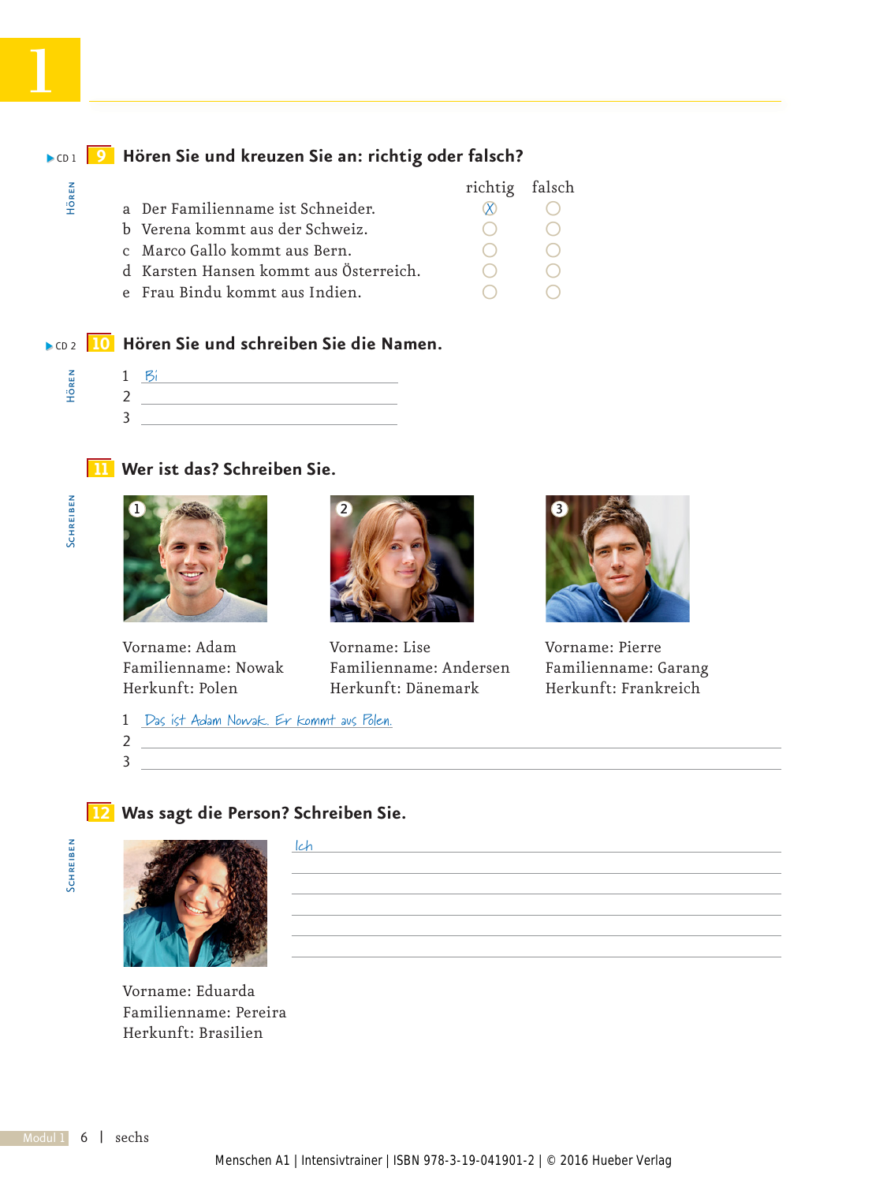## 9 Hören Sie und kreuzen Sie an: richtig oder falsch?

CD 1 — HÖREN

| | | richtig | falsch |
|---|---|---|---|
| a | Der Familienname ist Schneider. | ☒ | ○ |
| b | Verena kommt aus der Schweiz. | ○ | ○ |
| c | Marco Gallo kommt aus Bern. | ○ | ○ |
| d | Karsten Hansen kommt aus Österreich. | ○ | ○ |
| e | Frau Bindu kommt aus Indien. | ○ | ○ |

## 10 Hören Sie und schreiben Sie die Namen.

CD 2 — HÖREN

1 Bi ____________________
2 ____________________
3 ____________________

## 11 Wer ist das? Schreiben Sie.

SCHREIBEN

1
Vorname: Adam
Familienname: Nowak
Herkunft: Polen

2
Vorname: Lise
Familienname: Andersen
Herkunft: Dänemark

3
Vorname: Pierre
Familienname: Garang
Herkunft: Frankreich

1 Das ist Adam Nowak. Er kommt aus Polen.
2 ____________________
3 ____________________

## 12 Was sagt die Person? Schreiben Sie.

SCHREIBEN

Vorname: Eduarda
Familienname: Pereira
Herkunft: Brasilien

Ich ____________________
____________________
____________________
____________________
____________________
____________________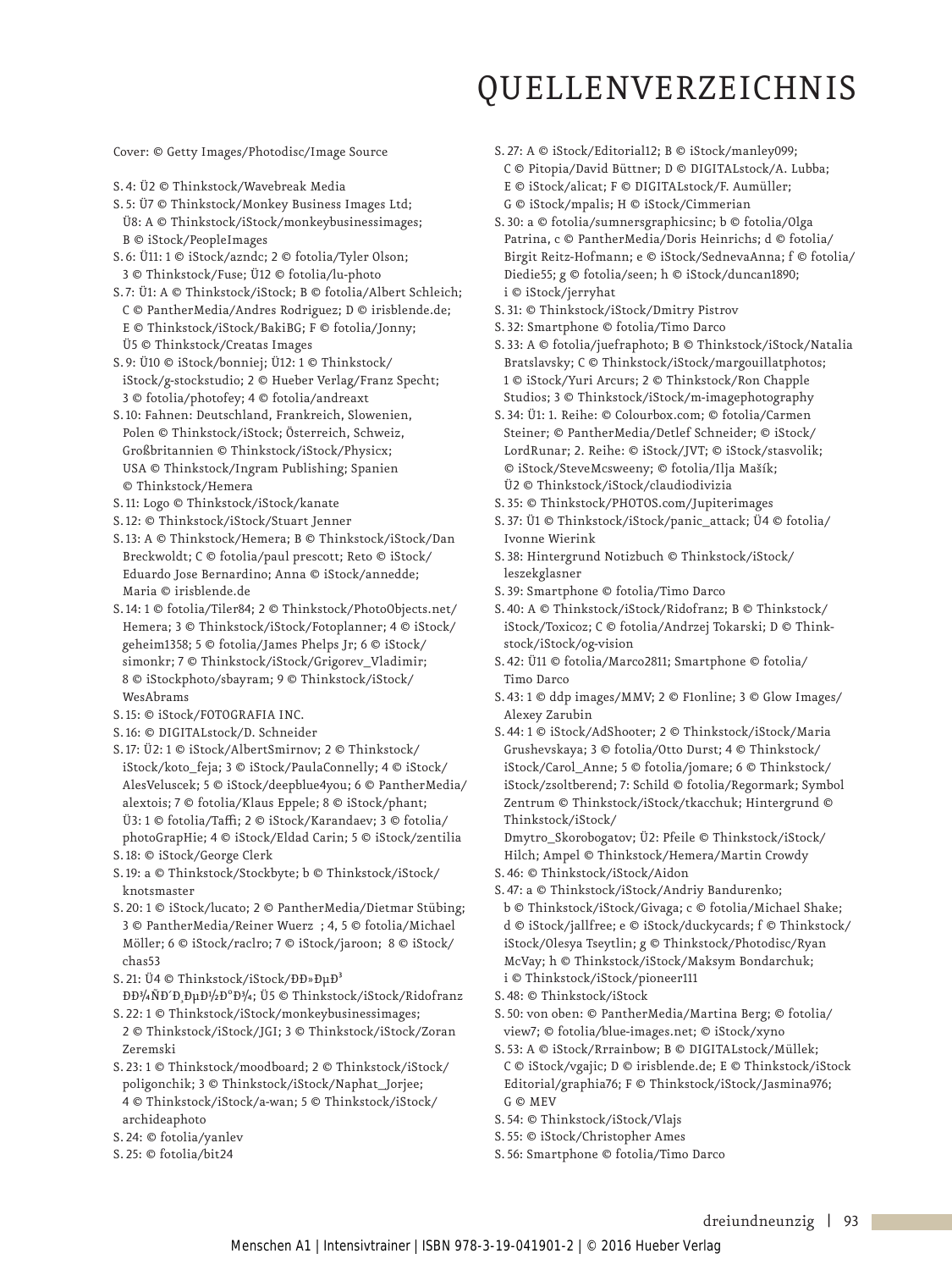# QUELLENVERZEICHNIS

Cover: © Getty Images/Photodisc/Image Source

S. 4: Ü2 © Thinkstock/Wavebreak Media
S. 5: Ü7 © Thinkstock/Monkey Business Images Ltd; Ü8: A © Thinkstock/iStock/monkeybusinessimages; B © iStock/PeopleImages
S. 6: Ü11: 1 © iStock/azndc; 2 © fotolia/Tyler Olson; 3 © Thinkstock/Fuse; Ü12 © fotolia/lu-photo
S. 7: Ü1: A © Thinkstock/iStock; B © fotolia/Albert Schleich; C © PantherMedia/Andres Rodriguez; D © irisblende.de; E © Thinkstock/iStock/BakiBG; F © fotolia/Jonny; Ü5 © Thinkstock/Creatas Images
S. 9: Ü10 © iStock/bonniej; Ü12: 1 © Thinkstock/iStock/g-stockstudio; 2 © Hueber Verlag/Franz Specht; 3 © fotolia/photofey; 4 © fotolia/andreaxt
S. 10: Fahnen: Deutschland, Frankreich, Slowenien, Polen © Thinkstock/iStock; Österreich, Schweiz, Großbritannien © Thinkstock/iStock/Physicx; USA © Thinkstock/Ingram Publishing; Spanien © Thinkstock/Hemera
S. 11: Logo © Thinkstock/iStock/kanate
S. 12: © Thinkstock/iStock/Stuart Jenner
S. 13: A © Thinkstock/Hemera; B © Thinkstock/iStock/Dan Breckwoldt; C © fotolia/paul prescott; Reto © iStock/Eduardo Jose Bernardino; Anna © iStock/annedde; Maria © irisblende.de
S. 14: 1 © fotolia/Tiler84; 2 © Thinkstock/PhotoObjects.net/Hemera; 3 © Thinkstock/iStock/Fotoplanner; 4 © iStock/geheim1358; 5 © fotolia/James Phelps Jr; 6 © iStock/simonkr; 7 © Thinkstock/iStock/Grigorev_Vladimir; 8 © iStockphoto/sbayram; 9 © Thinkstock/iStock/WesAbrams
S. 15: © iStock/FOTOGRAFIA INC.
S. 16: © DIGITALstock/D. Schneider
S. 17: Ü2: 1 © iStock/AlbertSmirnov; 2 © Thinkstock/iStock/koto_feja; 3 © iStock/PaulaConnelly; 4 © iStock/AlesVeluscek; 5 © iStock/deepblue4you; 6 © PantherMedia/alextois; 7 © fotolia/Klaus Eppele; 8 © iStock/phant; Ü3: 1 © fotolia/Taffi; 2 © iStock/Karandaev; 3 © fotolia/photoGrapHie; 4 © iStock/Eldad Carin; 5 © iStock/zentilia
S. 18: © iStock/George Clerk
S. 19: a © Thinkstock/Stockbyte; b © Thinkstock/iStock/knotsmaster
S. 20: 1 © iStock/lucato; 2 © PantherMedia/Dietmar Stübing; 3 © PantherMedia/Reiner Wuerz ; 4, 5 © fotolia/Michael Möller; 6 © iStock/raclro; 7 © iStock/jaroon; 8 © iStock/chas53
S. 21: Ü4 © Thinkstock/iStock/ÐÐ»ÐµÐ³ ÐÐ¾ÑÐ´Ð¸ÐµÐ½ÐºÐ¾; Ü5 © Thinkstock/iStock/Ridofranz
S. 22: 1 © Thinkstock/iStock/monkeybusinessimages; 2 © Thinkstock/iStock/JGI; 3 © Thinkstock/iStock/Zoran Zeremski
S. 23: 1 © Thinkstock/moodboard; 2 © Thinkstock/iStock/poligonchik; 3 © Thinkstock/iStock/Naphat_Jorjee; 4 © Thinkstock/iStock/a-wan; 5 © Thinkstock/iStock/archideaphoto
S. 24: © fotolia/yanlev
S. 25: © fotolia/bit24
S. 27: A © iStock/Editorial12; B © iStock/manley099; C © Pitopia/David Büttner; D © DIGITALstock/A. Lubba; E © iStock/alicat; F © DIGITALstock/F. Aumüller; G © iStock/mpalis; H © iStock/Cimmerian
S. 30: a © fotolia/sumnersgraphicsinc; b © fotolia/Olga Patrina, c © PantherMedia/Doris Heinrichs; d © fotolia/Birgit Reitz-Hofmann; e © iStock/SednevaAnna; f © fotolia/Diedie55; g © fotolia/seen; h © iStock/duncan1890; i © iStock/jerryhat
S. 31: © Thinkstock/iStock/Dmitry Pistrov
S. 32: Smartphone © fotolia/Timo Darco
S. 33: A © fotolia/juefraphoto; B © Thinkstock/iStock/Natalia Bratslavsky; C © Thinkstock/iStock/margouillatphotos; 1 © iStock/Yuri Arcurs; 2 © Thinkstock/Ron Chapple Studios; 3 © Thinkstock/iStock/m-imagephotography
S. 34: Ü1: 1. Reihe: © Colourbox.com; © fotolia/Carmen Steiner; © PantherMedia/Detlef Schneider; © iStock/LordRunar; 2. Reihe: © iStock/JVT; © iStock/stasvolik; © iStock/SteveMcsweeny; © fotolia/Ilja Mašík; Ü2 © Thinkstock/iStock/claudiodivizia
S. 35: © Thinkstock/PHOTOS.com/Jupiterimages
S. 37: Ü1 © Thinkstock/iStock/panic_attack; Ü4 © fotolia/Ivonne Wierink
S. 38: Hintergrund Notizbuch © Thinkstock/iStock/leszekglasner
S. 39: Smartphone © fotolia/Timo Darco
S. 40: A © Thinkstock/iStock/Ridofranz; B © Thinkstock/iStock/Toxicoz; C © fotolia/Andrzej Tokarski; D © Thinkstock/iStock/og-vision
S. 42: Ü11 © fotolia/Marco2811; Smartphone © fotolia/Timo Darco
S. 43: 1 © ddp images/MMV; 2 © F1online; 3 © Glow Images/Alexey Zarubin
S. 44: 1 © iStock/AdShooter; 2 © Thinkstock/iStock/Maria Grushevskaya; 3 © fotolia/Otto Durst; 4 © Thinkstock/iStock/Carol_Anne; 5 © fotolia/jomare; 6 © Thinkstock/iStock/zsoltberend; 7: Schild © fotolia/Regormark; Symbol Zentrum © Thinkstock/iStock/tkacchuk; Hintergrund © Thinkstock/iStock/Dmytro_Skorobogatov; Ü2: Pfeile © Thinkstock/iStock/Hilch; Ampel © Thinkstock/Hemera/Martin Crowdy
S. 46: © Thinkstock/iStock/Aidon
S. 47: a © Thinkstock/iStock/Andriy Bandurenko; b © Thinkstock/iStock/Givaga; c © fotolia/Michael Shake; d © iStock/jallfree; e © iStock/duckycards; f © Thinkstock/iStock/Olesya Tseytlin; g © Thinkstock/Photodisc/Ryan McVay; h © Thinkstock/iStock/Maksym Bondarchuk; i © Thinkstock/iStock/pioneer111
S. 48: © Thinkstock/iStock
S. 50: von oben: © PantherMedia/Martina Berg; © fotolia/view7; © fotolia/blue-images.net; © iStock/xyno
S. 53: A © iStock/Rrrainbow; B © DIGITALstock/Müllek; C © iStock/vgajic; D © irisblende.de; E © Thinkstock/iStock Editorial/graphia76; F © Thinkstock/iStock/Jasmina976; G © MEV
S. 54: © Thinkstock/iStock/Vlajs
S. 55: © iStock/Christopher Ames
S. 56: Smartphone © fotolia/Timo Darco

Menschen A1 | Intensivtrainer | ISBN 978-3-19-041901-2 | © 2016 Hueber Verlag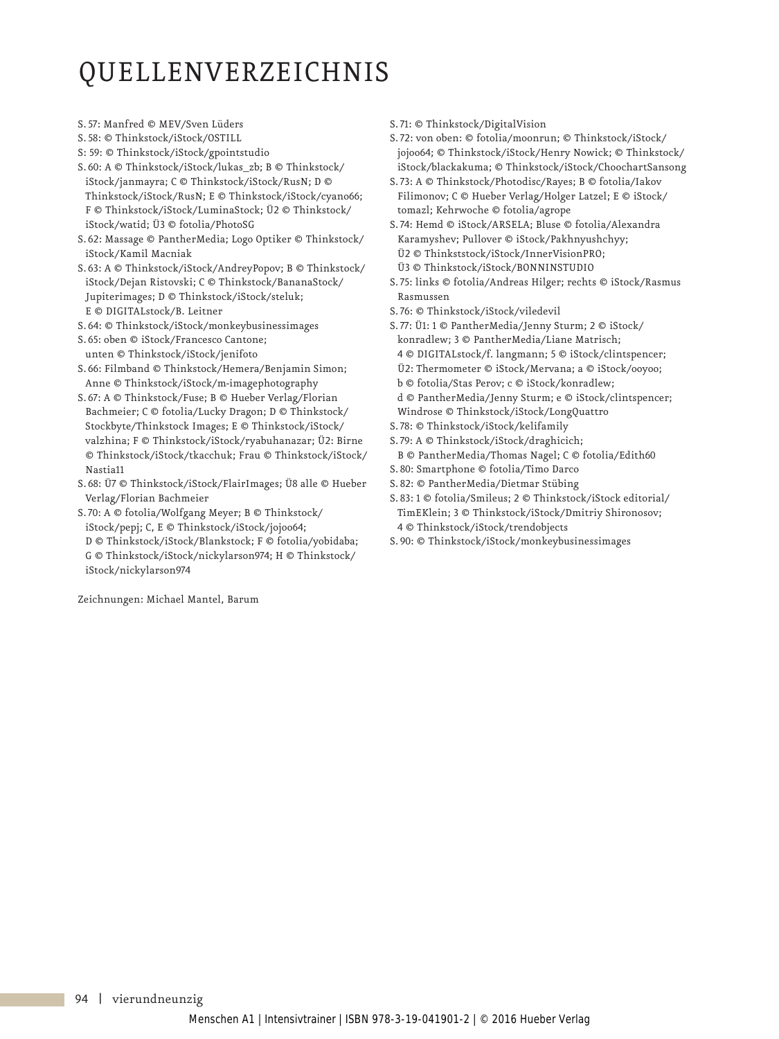# QUELLENVERZEICHNIS

S. 57: Manfred © MEV/Sven Lüders
S. 58: © Thinkstock/iStock/OSTILL
S: 59: © Thinkstock/iStock/gpointstudio
S. 60: A © Thinkstock/iStock/lukas_zb; B © Thinkstock/iStock/janmayra; C © Thinkstock/iStock/RusN; D © Thinkstock/iStock/RusN; E © Thinkstock/iStock/cyano66; F © Thinkstock/iStock/LuminaStock; Ü2 © Thinkstock/iStock/watid; Ü3 © fotolia/PhotoSG
S. 62: Massage © PantherMedia; Logo Optiker © Thinkstock/iStock/Kamil Macniak
S. 63: A © Thinkstock/iStock/AndreyPopov; B © Thinkstock/iStock/Dejan Ristovski; C © Thinkstock/BananaStock/Jupiterimages; D © Thinkstock/iStock/steluk; E © DIGITALstock/B. Leitner
S. 64: © Thinkstock/iStock/monkeybusinessimages
S. 65: oben © iStock/Francesco Cantone; unten © Thinkstock/iStock/jenifoto
S. 66: Filmband © Thinkstock/Hemera/Benjamin Simon; Anne © Thinkstock/iStock/m-imagephotography
S. 67: A © Thinkstock/Fuse; B © Hueber Verlag/Florian Bachmeier; C © fotolia/Lucky Dragon; D © Thinkstock/Stockbyte/Thinkstock Images; E © Thinkstock/iStock/valzhina; F © Thinkstock/iStock/ryabuhanazar; Ü2: Birne © Thinkstock/iStock/tkacchuk; Frau © Thinkstock/iStock/Nastia11
S. 68: Ü7 © Thinkstock/iStock/FlairImages; Ü8 alle © Hueber Verlag/Florian Bachmeier
S. 70: A © fotolia/Wolfgang Meyer; B © Thinkstock/iStock/pepj; C, E © Thinkstock/iStock/jojoo64; D © Thinkstock/iStock/Blankstock; F © fotolia/yobidaba; G © Thinkstock/iStock/nickylarson974; H © Thinkstock/iStock/nickylarson974

Zeichnungen: Michael Mantel, Barum

S. 71: © Thinkstock/DigitalVision
S. 72: von oben: © fotolia/moonrun; © Thinkstock/iStock/jojoo64; © Thinkstock/iStock/Henry Nowick; © Thinkstock/iStock/blackakuma; © Thinkstock/iStock/ChoochartSansong
S. 73: A © Thinkstock/Photodisc/Rayes; B © fotolia/Iakov Filimonov; C © Hueber Verlag/Holger Latzel; E © iStock/tomazl; Kehrwoche © fotolia/agrope
S. 74: Hemd © iStock/ARSELA; Bluse © fotolia/Alexandra Karamyshev; Pullover © iStock/Pakhnyushchyy; Ü2 © Thinkststock/iStock/InnerVisionPRO; Ü3 © Thinkstock/iStock/BONNINSTUDIO
S. 75: links © fotolia/Andreas Hilger; rechts © iStock/Rasmus Rasmussen
S. 76: © Thinkstock/iStock/viledevil
S. 77: Ü1: 1 © PantherMedia/Jenny Sturm; 2 © iStock/konradlew; 3 © PantherMedia/Liane Matrisch; 4 © DIGITALstock/f. langmann; 5 © iStock/clintspencer; Ü2: Thermometer © iStock/Mervana; a © iStock/ooyoo; b © fotolia/Stas Perov; c © iStock/konradlew; d © PantherMedia/Jenny Sturm; e © iStock/clintspencer; Windrose © Thinkstock/iStock/LongQuattro
S. 78: © Thinkstock/iStock/kelifamily
S. 79: A © Thinkstock/iStock/draghicich; B © PantherMedia/Thomas Nagel; C © fotolia/Edith60
S. 80: Smartphone © fotolia/Timo Darco
S. 82: © PantherMedia/Dietmar Stübing
S. 83: 1 © fotolia/Smileus; 2 © Thinkstock/iStock editorial/TimEKlein; 3 © Thinkstock/iStock/Dmitriy Shironosov; 4 © Thinkstock/iStock/trendobjects
S. 90: © Thinkstock/iStock/monkeybusinessimages